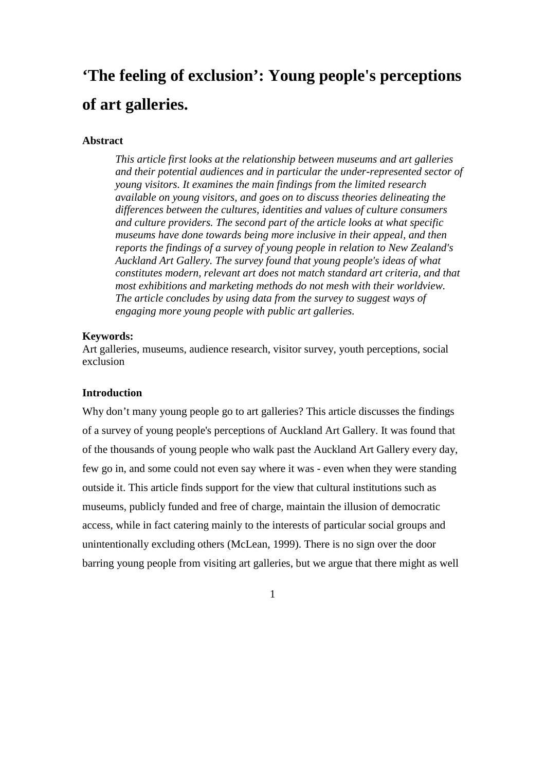# ‘The feeling of exclusion’: Young people's perceptions of art galleries.

**Abstract**

*This article first looks at the relationship between museums and art galleries and their potential audiences and in particular the under-represented sector of young visitors. It examines the main findings from the limited research available on young visitors, and goes on to discuss theories delineating the differences between the cultures, identities and values of culture consumers and culture providers. The second part of the article looks at what specific museums have done towards being more inclusive in their appeal, and then reports the findings of a survey of young people in relation to New Zealand's Auckland Art Gallery. The survey found that young people's ideas of what constitutes modern, relevant art does not match standard art criteria, and that most exhibitions and marketing methods do not mesh with their worldview. The article concludes by using data from the survey to suggest ways of engaging more young people with public art galleries.*

**Keywords:**
Art galleries, museums, audience research, visitor survey, youth perceptions, social exclusion

**Introduction**

Why don’t many young people go to art galleries? This article discusses the findings of a survey of young people's perceptions of Auckland Art Gallery. It was found that of the thousands of young people who walk past the Auckland Art Gallery every day, few go in, and some could not even say where it was - even when they were standing outside it. This article finds support for the view that cultural institutions such as museums, publicly funded and free of charge, maintain the illusion of democratic access, while in fact catering mainly to the interests of particular social groups and unintentionally excluding others (McLean, 1999). There is no sign over the door barring young people from visiting art galleries, but we argue that there might as well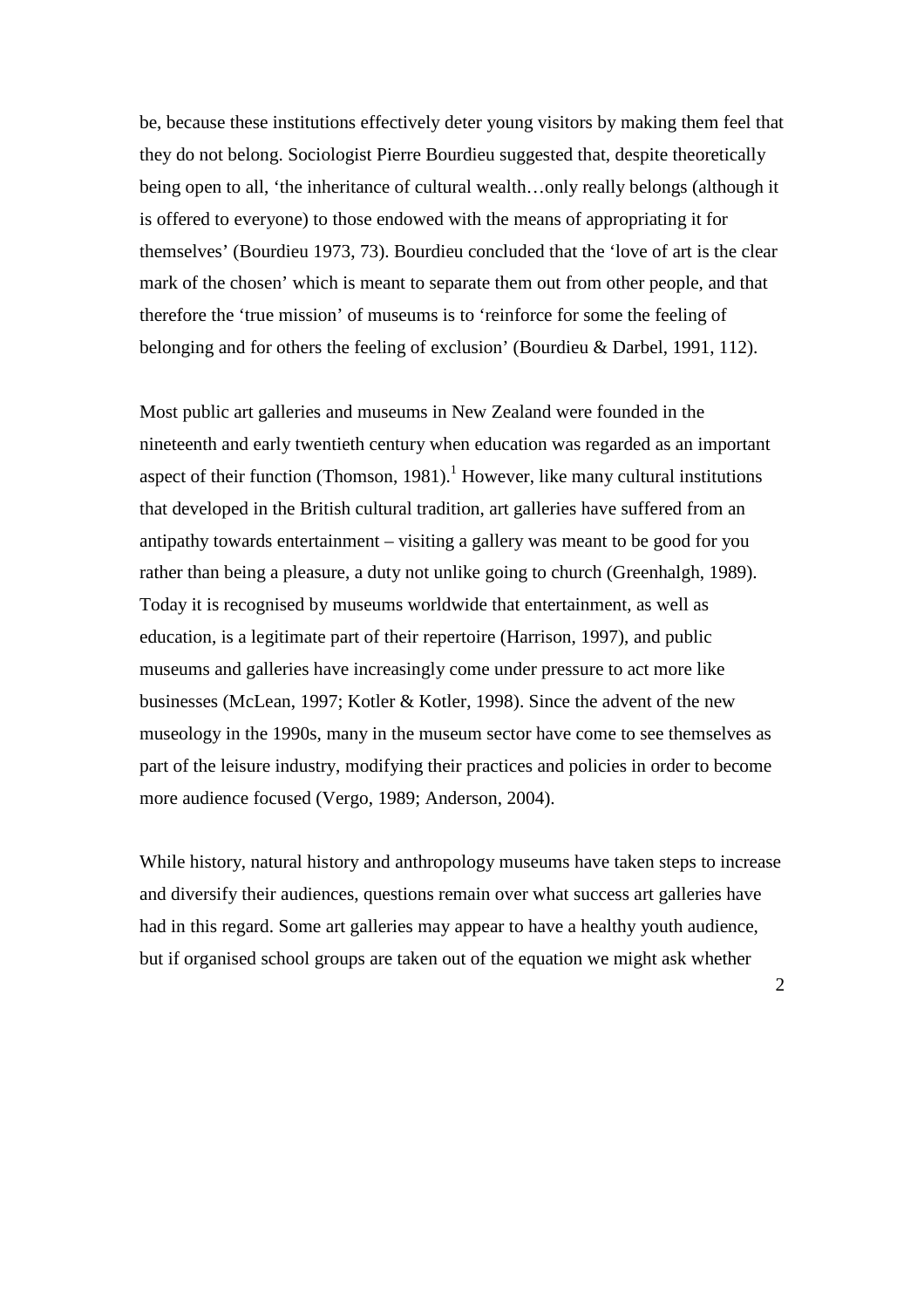be, because these institutions effectively deter young visitors by making them feel that they do not belong. Sociologist Pierre Bourdieu suggested that, despite theoretically being open to all, 'the inheritance of cultural wealth…only really belongs (although it is offered to everyone) to those endowed with the means of appropriating it for themselves' (Bourdieu 1973, 73). Bourdieu concluded that the 'love of art is the clear mark of the chosen' which is meant to separate them out from other people, and that therefore the 'true mission' of museums is to 'reinforce for some the feeling of belonging and for others the feeling of exclusion' (Bourdieu & Darbel, 1991, 112).

Most public art galleries and museums in New Zealand were founded in the nineteenth and early twentieth century when education was regarded as an important aspect of their function (Thomson, 1981).[1] However, like many cultural institutions that developed in the British cultural tradition, art galleries have suffered from an antipathy towards entertainment – visiting a gallery was meant to be good for you rather than being a pleasure, a duty not unlike going to church (Greenhalgh, 1989). Today it is recognised by museums worldwide that entertainment, as well as education, is a legitimate part of their repertoire (Harrison, 1997), and public museums and galleries have increasingly come under pressure to act more like businesses (McLean, 1997; Kotler & Kotler, 1998). Since the advent of the new museology in the 1990s, many in the museum sector have come to see themselves as part of the leisure industry, modifying their practices and policies in order to become more audience focused (Vergo, 1989; Anderson, 2004).

While history, natural history and anthropology museums have taken steps to increase and diversify their audiences, questions remain over what success art galleries have had in this regard. Some art galleries may appear to have a healthy youth audience, but if organised school groups are taken out of the equation we might ask whether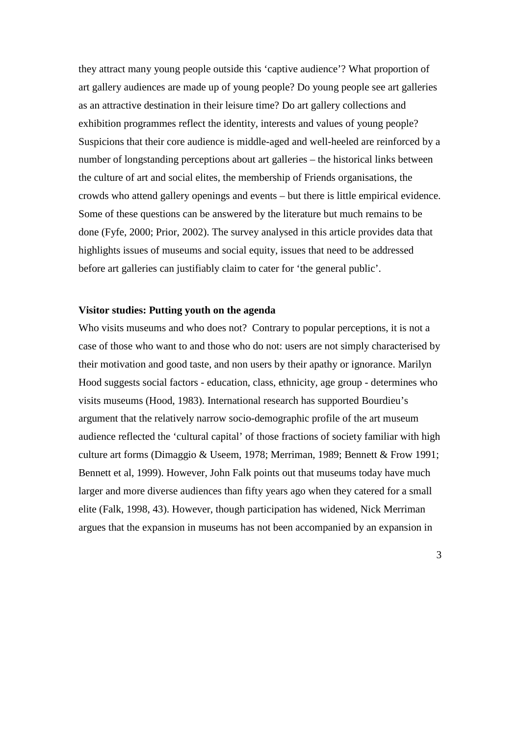they attract many young people outside this 'captive audience'? What proportion of art gallery audiences are made up of young people? Do young people see art galleries as an attractive destination in their leisure time? Do art gallery collections and exhibition programmes reflect the identity, interests and values of young people? Suspicions that their core audience is middle-aged and well-heeled are reinforced by a number of longstanding perceptions about art galleries – the historical links between the culture of art and social elites, the membership of Friends organisations, the crowds who attend gallery openings and events – but there is little empirical evidence. Some of these questions can be answered by the literature but much remains to be done (Fyfe, 2000; Prior, 2002). The survey analysed in this article provides data that highlights issues of museums and social equity, issues that need to be addressed before art galleries can justifiably claim to cater for 'the general public'.

**Visitor studies: Putting youth on the agenda**

Who visits museums and who does not? Contrary to popular perceptions, it is not a case of those who want to and those who do not: users are not simply characterised by their motivation and good taste, and non users by their apathy or ignorance. Marilyn Hood suggests social factors - education, class, ethnicity, age group - determines who visits museums (Hood, 1983). International research has supported Bourdieu's argument that the relatively narrow socio-demographic profile of the art museum audience reflected the 'cultural capital' of those fractions of society familiar with high culture art forms (Dimaggio & Useem, 1978; Merriman, 1989; Bennett & Frow 1991; Bennett et al, 1999). However, John Falk points out that museums today have much larger and more diverse audiences than fifty years ago when they catered for a small elite (Falk, 1998, 43). However, though participation has widened, Nick Merriman argues that the expansion in museums has not been accompanied by an expansion in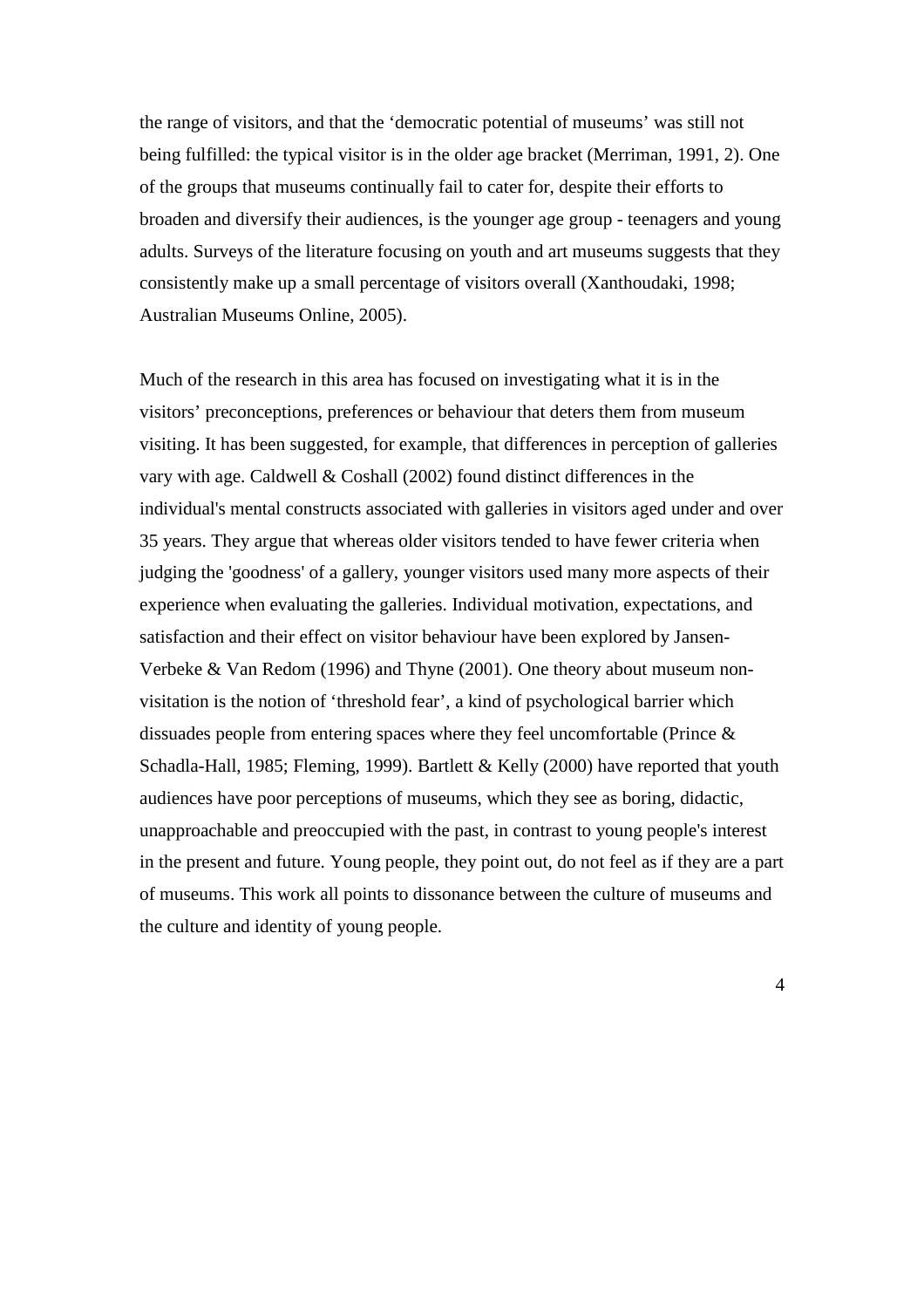the range of visitors, and that the 'democratic potential of museums' was still not being fulfilled: the typical visitor is in the older age bracket (Merriman, 1991, 2). One of the groups that museums continually fail to cater for, despite their efforts to broaden and diversify their audiences, is the younger age group - teenagers and young adults. Surveys of the literature focusing on youth and art museums suggests that they consistently make up a small percentage of visitors overall (Xanthoudaki, 1998; Australian Museums Online, 2005).

Much of the research in this area has focused on investigating what it is in the visitors' preconceptions, preferences or behaviour that deters them from museum visiting. It has been suggested, for example, that differences in perception of galleries vary with age. Caldwell & Coshall (2002) found distinct differences in the individual's mental constructs associated with galleries in visitors aged under and over 35 years. They argue that whereas older visitors tended to have fewer criteria when judging the 'goodness' of a gallery, younger visitors used many more aspects of their experience when evaluating the galleries. Individual motivation, expectations, and satisfaction and their effect on visitor behaviour have been explored by Jansen-Verbeke & Van Redom (1996) and Thyne (2001). One theory about museum non-visitation is the notion of 'threshold fear', a kind of psychological barrier which dissuades people from entering spaces where they feel uncomfortable (Prince & Schadla-Hall, 1985; Fleming, 1999). Bartlett & Kelly (2000) have reported that youth audiences have poor perceptions of museums, which they see as boring, didactic, unapproachable and preoccupied with the past, in contrast to young people's interest in the present and future. Young people, they point out, do not feel as if they are a part of museums. This work all points to dissonance between the culture of museums and the culture and identity of young people.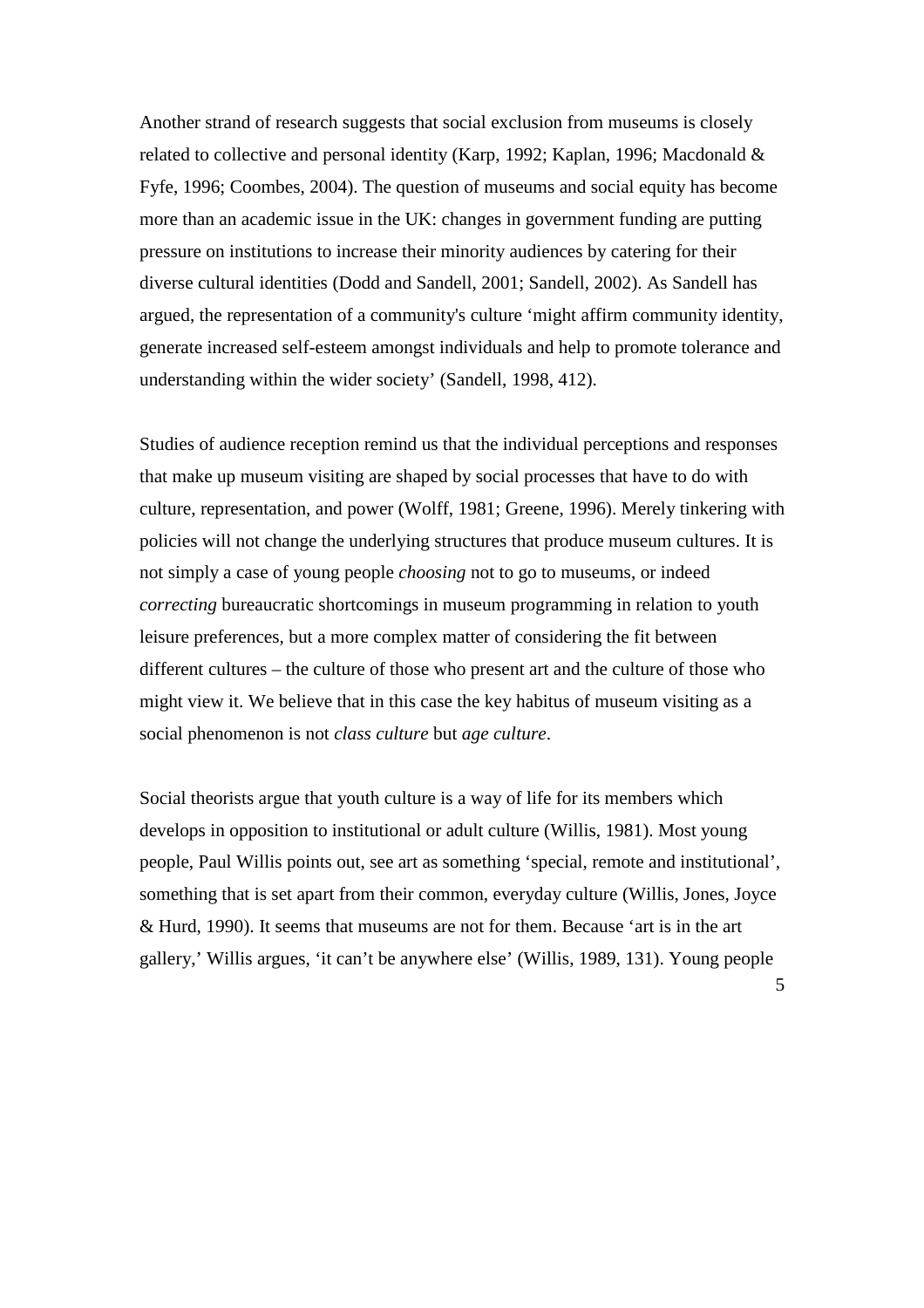Another strand of research suggests that social exclusion from museums is closely related to collective and personal identity (Karp, 1992; Kaplan, 1996; Macdonald & Fyfe, 1996; Coombes, 2004). The question of museums and social equity has become more than an academic issue in the UK: changes in government funding are putting pressure on institutions to increase their minority audiences by catering for their diverse cultural identities (Dodd and Sandell, 2001; Sandell, 2002). As Sandell has argued, the representation of a community's culture 'might affirm community identity, generate increased self-esteem amongst individuals and help to promote tolerance and understanding within the wider society' (Sandell, 1998, 412).

Studies of audience reception remind us that the individual perceptions and responses that make up museum visiting are shaped by social processes that have to do with culture, representation, and power (Wolff, 1981; Greene, 1996). Merely tinkering with policies will not change the underlying structures that produce museum cultures. It is not simply a case of young people *choosing* not to go to museums, or indeed *correcting* bureaucratic shortcomings in museum programming in relation to youth leisure preferences, but a more complex matter of considering the fit between different cultures – the culture of those who present art and the culture of those who might view it. We believe that in this case the key habitus of museum visiting as a social phenomenon is not *class culture* but *age culture*.

Social theorists argue that youth culture is a way of life for its members which develops in opposition to institutional or adult culture (Willis, 1981). Most young people, Paul Willis points out, see art as something 'special, remote and institutional', something that is set apart from their common, everyday culture (Willis, Jones, Joyce & Hurd, 1990). It seems that museums are not for them. Because 'art is in the art gallery,' Willis argues, 'it can't be anywhere else' (Willis, 1989, 131). Young people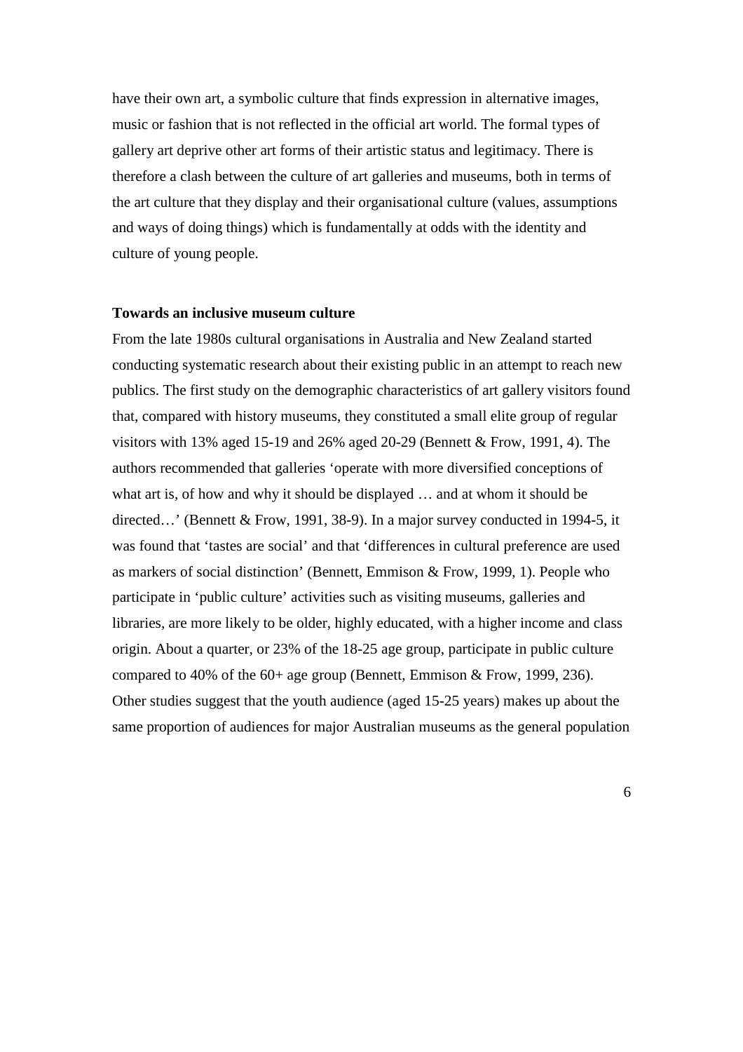have their own art, a symbolic culture that finds expression in alternative images, music or fashion that is not reflected in the official art world. The formal types of gallery art deprive other art forms of their artistic status and legitimacy. There is therefore a clash between the culture of art galleries and museums, both in terms of the art culture that they display and their organisational culture (values, assumptions and ways of doing things) which is fundamentally at odds with the identity and culture of young people.

**Towards an inclusive museum culture**

From the late 1980s cultural organisations in Australia and New Zealand started conducting systematic research about their existing public in an attempt to reach new publics. The first study on the demographic characteristics of art gallery visitors found that, compared with history museums, they constituted a small elite group of regular visitors with 13% aged 15-19 and 26% aged 20-29 (Bennett & Frow, 1991, 4). The authors recommended that galleries 'operate with more diversified conceptions of what art is, of how and why it should be displayed … and at whom it should be directed…' (Bennett & Frow, 1991, 38-9). In a major survey conducted in 1994-5, it was found that 'tastes are social' and that 'differences in cultural preference are used as markers of social distinction' (Bennett, Emmison & Frow, 1999, 1). People who participate in 'public culture' activities such as visiting museums, galleries and libraries, are more likely to be older, highly educated, with a higher income and class origin. About a quarter, or 23% of the 18-25 age group, participate in public culture compared to 40% of the 60+ age group (Bennett, Emmison & Frow, 1999, 236). Other studies suggest that the youth audience (aged 15-25 years) makes up about the same proportion of audiences for major Australian museums as the general population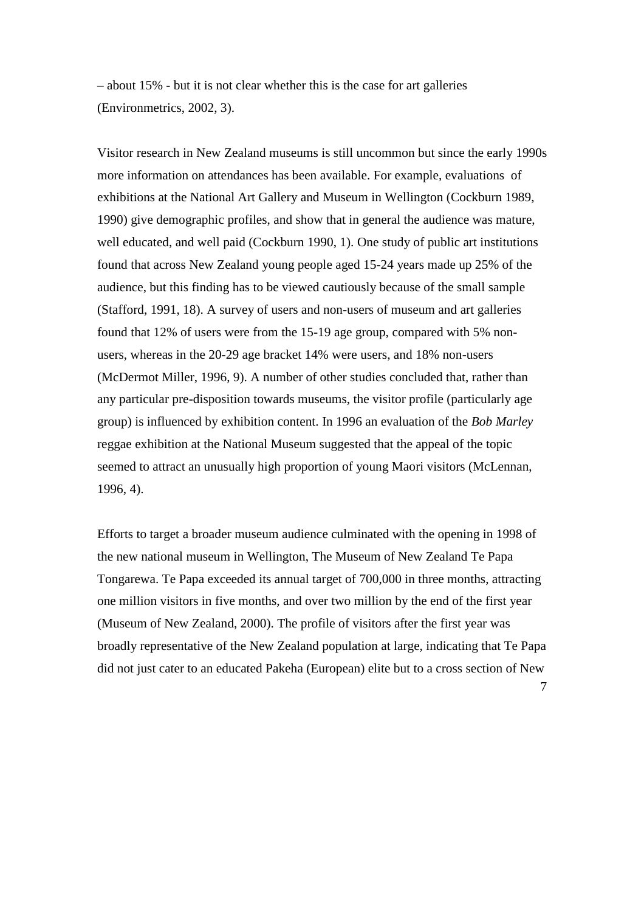– about 15% - but it is not clear whether this is the case for art galleries (Environmetrics, 2002, 3).

Visitor research in New Zealand museums is still uncommon but since the early 1990s more information on attendances has been available. For example, evaluations of exhibitions at the National Art Gallery and Museum in Wellington (Cockburn 1989, 1990) give demographic profiles, and show that in general the audience was mature, well educated, and well paid (Cockburn 1990, 1). One study of public art institutions found that across New Zealand young people aged 15-24 years made up 25% of the audience, but this finding has to be viewed cautiously because of the small sample (Stafford, 1991, 18). A survey of users and non-users of museum and art galleries found that 12% of users were from the 15-19 age group, compared with 5% non-users, whereas in the 20-29 age bracket 14% were users, and 18% non-users (McDermot Miller, 1996, 9). A number of other studies concluded that, rather than any particular pre-disposition towards museums, the visitor profile (particularly age group) is influenced by exhibition content. In 1996 an evaluation of the *Bob Marley* reggae exhibition at the National Museum suggested that the appeal of the topic seemed to attract an unusually high proportion of young Maori visitors (McLennan, 1996, 4).

Efforts to target a broader museum audience culminated with the opening in 1998 of the new national museum in Wellington, The Museum of New Zealand Te Papa Tongarewa. Te Papa exceeded its annual target of 700,000 in three months, attracting one million visitors in five months, and over two million by the end of the first year (Museum of New Zealand, 2000). The profile of visitors after the first year was broadly representative of the New Zealand population at large, indicating that Te Papa did not just cater to an educated Pakeha (European) elite but to a cross section of New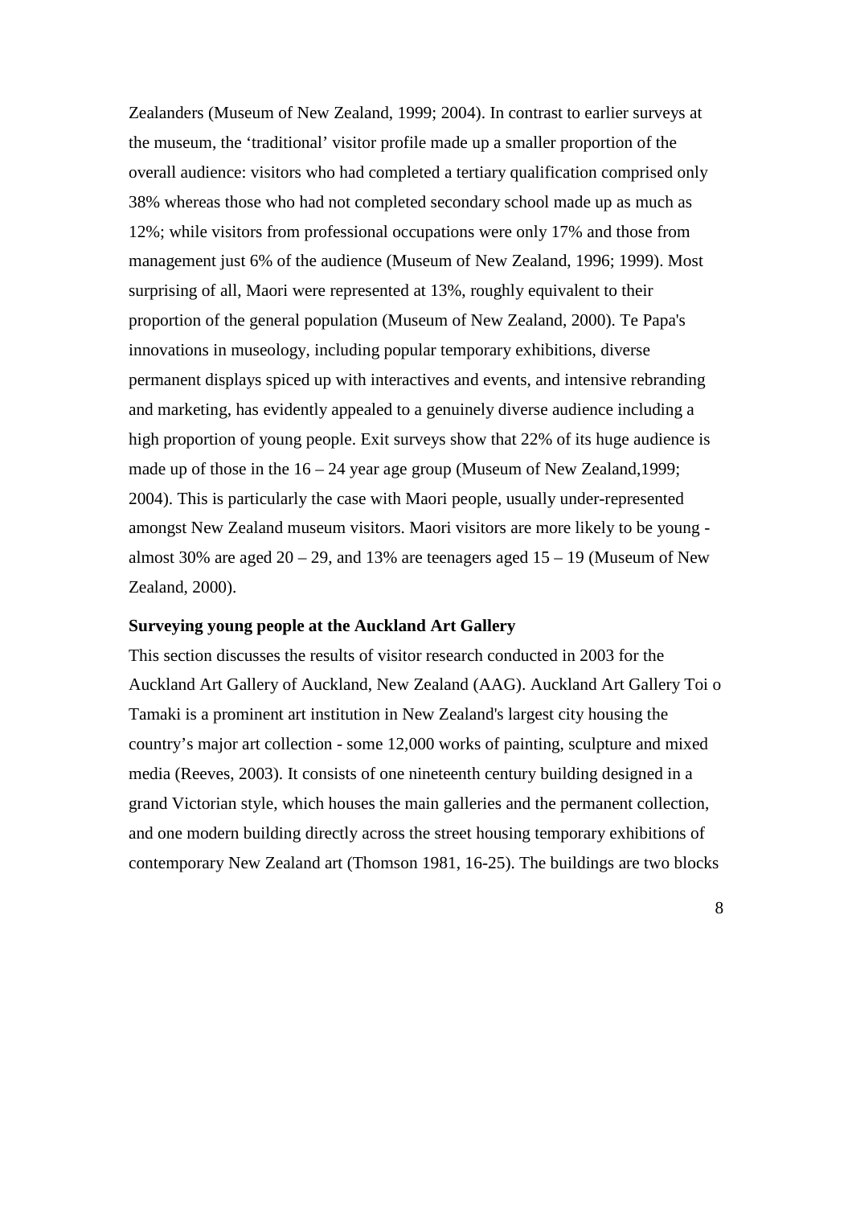Zealanders (Museum of New Zealand, 1999; 2004). In contrast to earlier surveys at the museum, the 'traditional' visitor profile made up a smaller proportion of the overall audience: visitors who had completed a tertiary qualification comprised only 38% whereas those who had not completed secondary school made up as much as 12%; while visitors from professional occupations were only 17% and those from management just 6% of the audience (Museum of New Zealand, 1996; 1999). Most surprising of all, Maori were represented at 13%, roughly equivalent to their proportion of the general population (Museum of New Zealand, 2000). Te Papa's innovations in museology, including popular temporary exhibitions, diverse permanent displays spiced up with interactives and events, and intensive rebranding and marketing, has evidently appealed to a genuinely diverse audience including a high proportion of young people. Exit surveys show that 22% of its huge audience is made up of those in the 16 – 24 year age group (Museum of New Zealand,1999; 2004). This is particularly the case with Maori people, usually under-represented amongst New Zealand museum visitors. Maori visitors are more likely to be young - almost 30% are aged 20 – 29, and 13% are teenagers aged 15 – 19 (Museum of New Zealand, 2000).

**Surveying young people at the Auckland Art Gallery**

This section discusses the results of visitor research conducted in 2003 for the Auckland Art Gallery of Auckland, New Zealand (AAG). Auckland Art Gallery Toi o Tamaki is a prominent art institution in New Zealand's largest city housing the country's major art collection - some 12,000 works of painting, sculpture and mixed media (Reeves, 2003). It consists of one nineteenth century building designed in a grand Victorian style, which houses the main galleries and the permanent collection, and one modern building directly across the street housing temporary exhibitions of contemporary New Zealand art (Thomson 1981, 16-25). The buildings are two blocks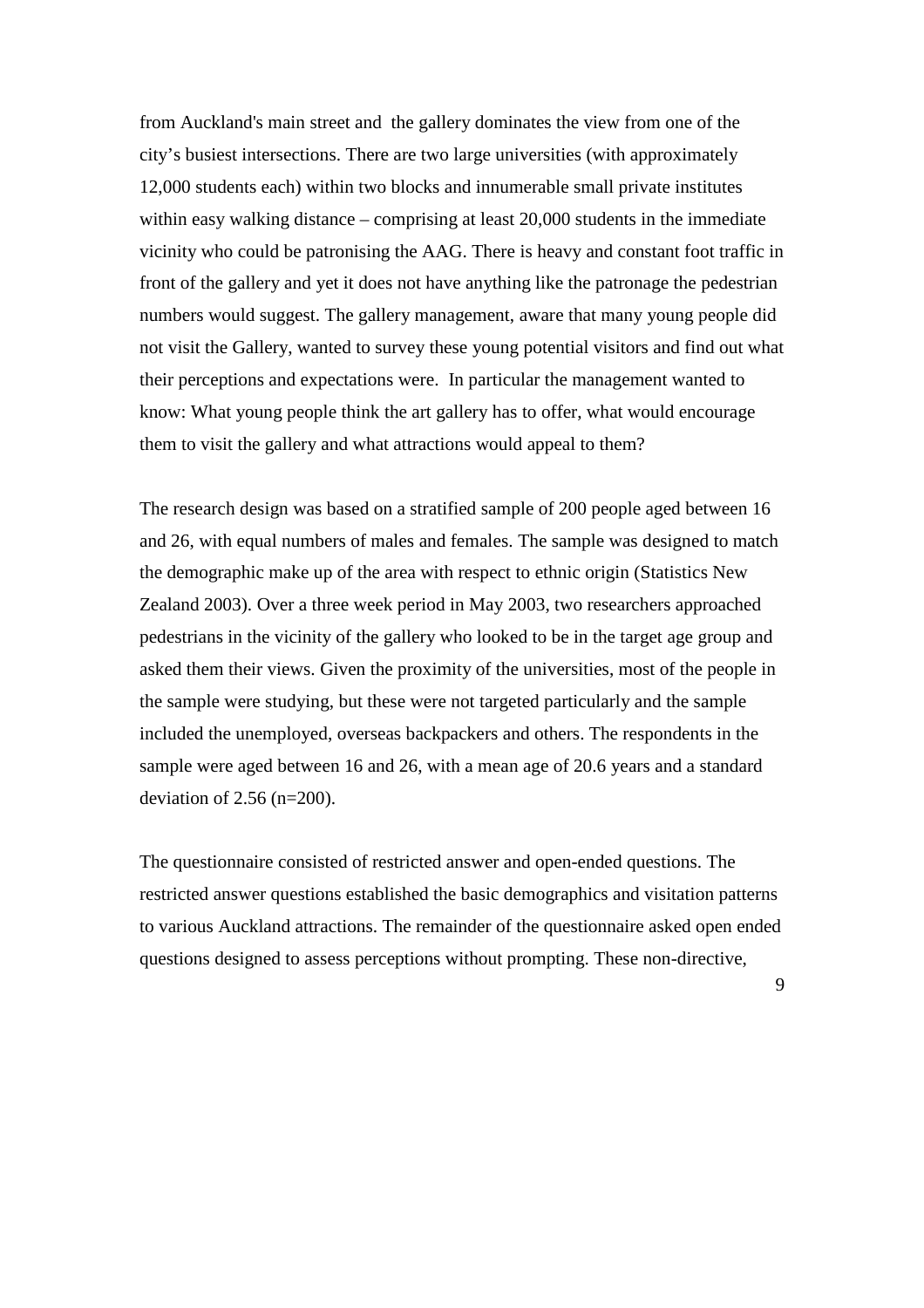from Auckland's main street and the gallery dominates the view from one of the city's busiest intersections. There are two large universities (with approximately 12,000 students each) within two blocks and innumerable small private institutes within easy walking distance – comprising at least 20,000 students in the immediate vicinity who could be patronising the AAG. There is heavy and constant foot traffic in front of the gallery and yet it does not have anything like the patronage the pedestrian numbers would suggest. The gallery management, aware that many young people did not visit the Gallery, wanted to survey these young potential visitors and find out what their perceptions and expectations were. In particular the management wanted to know: What young people think the art gallery has to offer, what would encourage them to visit the gallery and what attractions would appeal to them?

The research design was based on a stratified sample of 200 people aged between 16 and 26, with equal numbers of males and females. The sample was designed to match the demographic make up of the area with respect to ethnic origin (Statistics New Zealand 2003). Over a three week period in May 2003, two researchers approached pedestrians in the vicinity of the gallery who looked to be in the target age group and asked them their views. Given the proximity of the universities, most of the people in the sample were studying, but these were not targeted particularly and the sample included the unemployed, overseas backpackers and others. The respondents in the sample were aged between 16 and 26, with a mean age of 20.6 years and a standard deviation of 2.56 (n=200).

The questionnaire consisted of restricted answer and open-ended questions. The restricted answer questions established the basic demographics and visitation patterns to various Auckland attractions. The remainder of the questionnaire asked open ended questions designed to assess perceptions without prompting. These non-directive,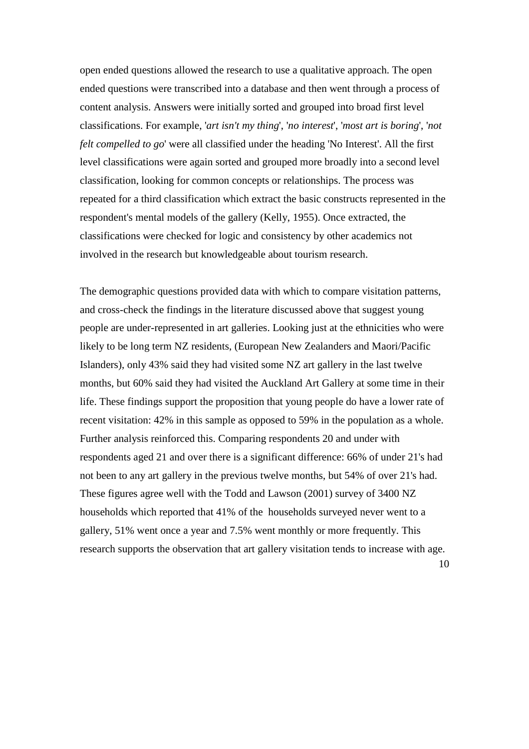open ended questions allowed the research to use a qualitative approach. The open ended questions were transcribed into a database and then went through a process of content analysis. Answers were initially sorted and grouped into broad first level classifications. For example, '*art isn't my thing*', '*no interest*', '*most art is boring*', '*not felt compelled to go*' were all classified under the heading 'No Interest'. All the first level classifications were again sorted and grouped more broadly into a second level classification, looking for common concepts or relationships. The process was repeated for a third classification which extract the basic constructs represented in the respondent's mental models of the gallery (Kelly, 1955). Once extracted, the classifications were checked for logic and consistency by other academics not involved in the research but knowledgeable about tourism research.

The demographic questions provided data with which to compare visitation patterns, and cross-check the findings in the literature discussed above that suggest young people are under-represented in art galleries. Looking just at the ethnicities who were likely to be long term NZ residents, (European New Zealanders and Maori/Pacific Islanders), only 43% said they had visited some NZ art gallery in the last twelve months, but 60% said they had visited the Auckland Art Gallery at some time in their life. These findings support the proposition that young people do have a lower rate of recent visitation: 42% in this sample as opposed to 59% in the population as a whole. Further analysis reinforced this. Comparing respondents 20 and under with respondents aged 21 and over there is a significant difference: 66% of under 21's had not been to any art gallery in the previous twelve months, but 54% of over 21's had. These figures agree well with the Todd and Lawson (2001) survey of 3400 NZ households which reported that 41% of the households surveyed never went to a gallery, 51% went once a year and 7.5% went monthly or more frequently. This research supports the observation that art gallery visitation tends to increase with age.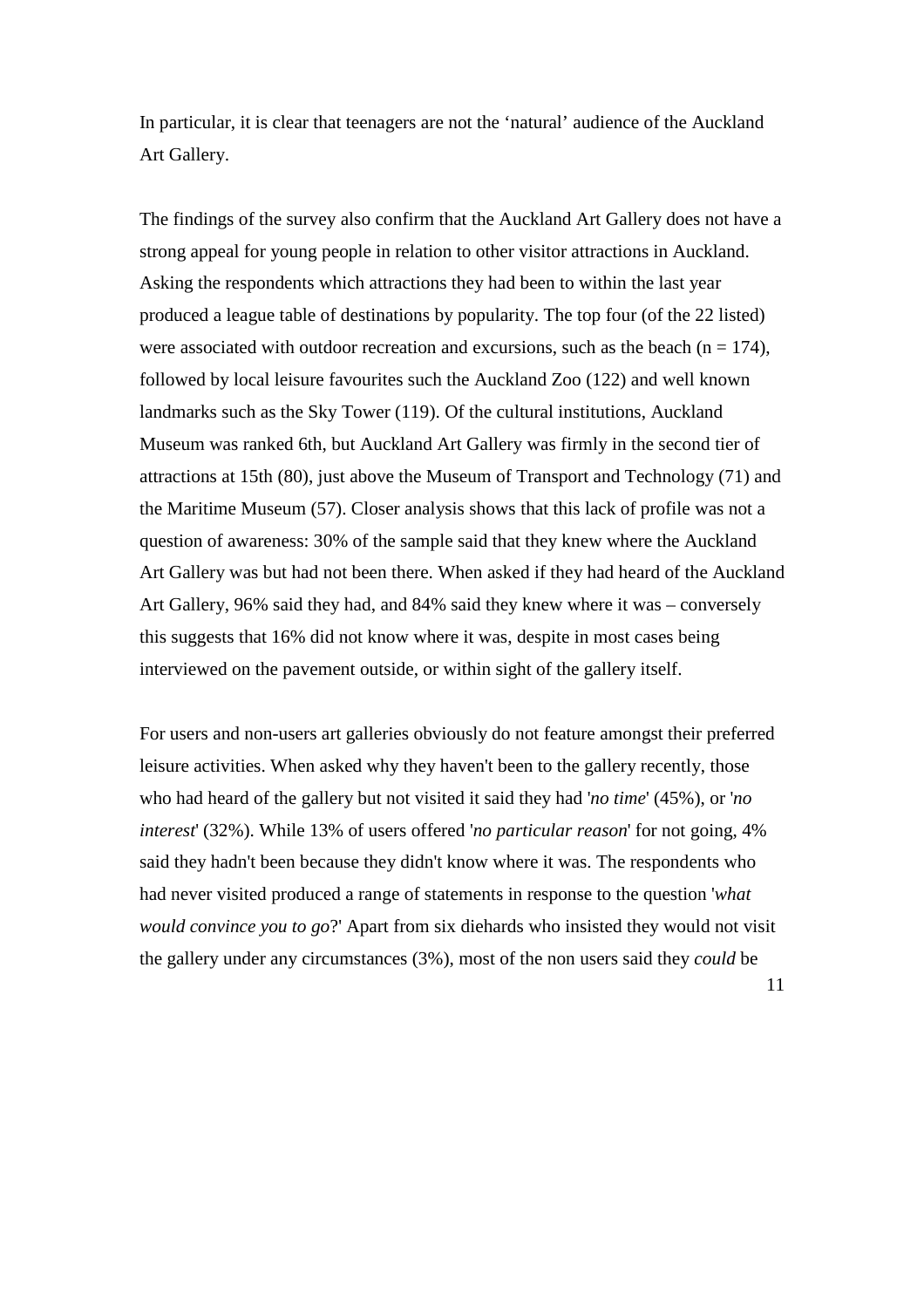In particular, it is clear that teenagers are not the ‘natural’ audience of the Auckland Art Gallery.

The findings of the survey also confirm that the Auckland Art Gallery does not have a strong appeal for young people in relation to other visitor attractions in Auckland. Asking the respondents which attractions they had been to within the last year produced a league table of destinations by popularity. The top four (of the 22 listed) were associated with outdoor recreation and excursions, such as the beach (n = 174), followed by local leisure favourites such the Auckland Zoo (122) and well known landmarks such as the Sky Tower (119). Of the cultural institutions, Auckland Museum was ranked 6th, but Auckland Art Gallery was firmly in the second tier of attractions at 15th (80), just above the Museum of Transport and Technology (71) and the Maritime Museum (57). Closer analysis shows that this lack of profile was not a question of awareness: 30% of the sample said that they knew where the Auckland Art Gallery was but had not been there. When asked if they had heard of the Auckland Art Gallery, 96% said they had, and 84% said they knew where it was – conversely this suggests that 16% did not know where it was, despite in most cases being interviewed on the pavement outside, or within sight of the gallery itself.

For users and non-users art galleries obviously do not feature amongst their preferred leisure activities. When asked why they haven't been to the gallery recently, those who had heard of the gallery but not visited it said they had '*no time*' (45%), or '*no interest*' (32%). While 13% of users offered '*no particular reason*' for not going, 4% said they hadn't been because they didn't know where it was. The respondents who had never visited produced a range of statements in response to the question '*what would convince you to go*?' Apart from six diehards who insisted they would not visit the gallery under any circumstances (3%), most of the non users said they *could* be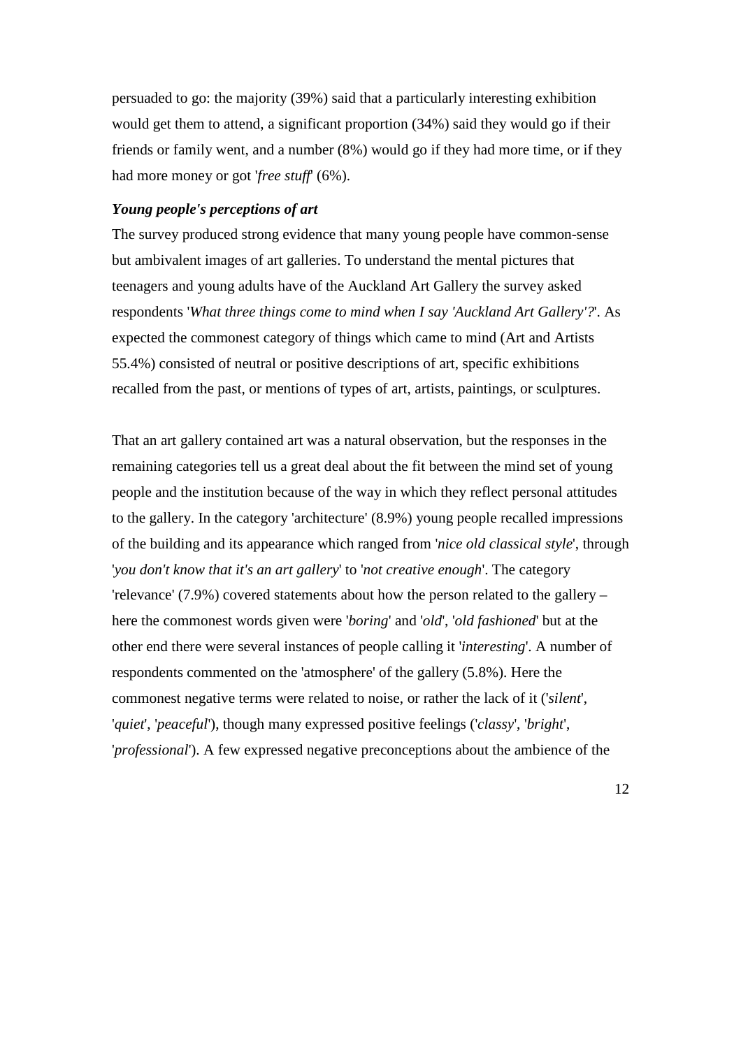persuaded to go: the majority (39%) said that a particularly interesting exhibition would get them to attend, a significant proportion (34%) said they would go if their friends or family went, and a number (8%) would go if they had more time, or if they had more money or got '*free stuff*' (6%).

***Young people's perceptions of art***

The survey produced strong evidence that many young people have common-sense but ambivalent images of art galleries. To understand the mental pictures that teenagers and young adults have of the Auckland Art Gallery the survey asked respondents '*What three things come to mind when I say 'Auckland Art Gallery'?*'. As expected the commonest category of things which came to mind (Art and Artists 55.4%) consisted of neutral or positive descriptions of art, specific exhibitions recalled from the past, or mentions of types of art, artists, paintings, or sculptures.

That an art gallery contained art was a natural observation, but the responses in the remaining categories tell us a great deal about the fit between the mind set of young people and the institution because of the way in which they reflect personal attitudes to the gallery. In the category 'architecture' (8.9%) young people recalled impressions of the building and its appearance which ranged from '*nice old classical style*', through '*you don't know that it's an art gallery*' to '*not creative enough*'. The category 'relevance' (7.9%) covered statements about how the person related to the gallery – here the commonest words given were '*boring*' and '*old*', '*old fashioned*' but at the other end there were several instances of people calling it '*interesting*'. A number of respondents commented on the 'atmosphere' of the gallery (5.8%). Here the commonest negative terms were related to noise, or rather the lack of it ('*silent*', '*quiet*', '*peaceful*'), though many expressed positive feelings ('*classy*', '*bright*', '*professional*'). A few expressed negative preconceptions about the ambience of the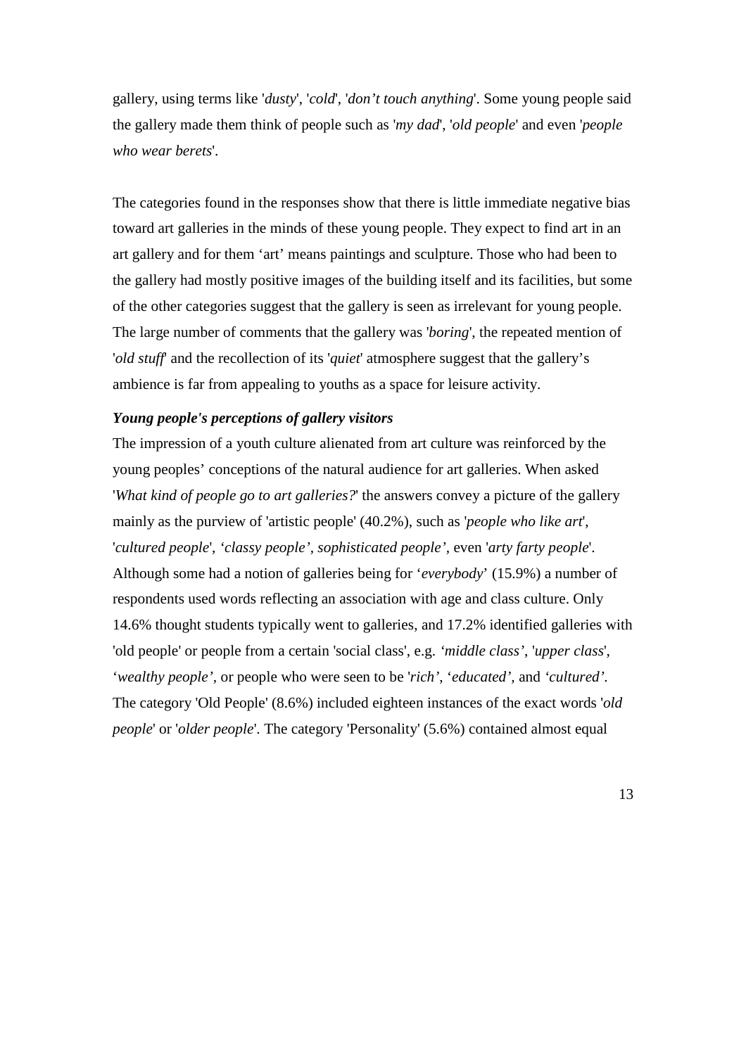gallery, using terms like '*dusty*', '*cold*', '*don't touch anything*'. Some young people said the gallery made them think of people such as '*my dad*', '*old people*' and even '*people who wear berets*'.

The categories found in the responses show that there is little immediate negative bias toward art galleries in the minds of these young people. They expect to find art in an art gallery and for them 'art' means paintings and sculpture. Those who had been to the gallery had mostly positive images of the building itself and its facilities, but some of the other categories suggest that the gallery is seen as irrelevant for young people. The large number of comments that the gallery was '*boring*', the repeated mention of '*old stuff*' and the recollection of its '*quiet*' atmosphere suggest that the gallery's ambience is far from appealing to youths as a space for leisure activity.

***Young people's perceptions of gallery visitors***

The impression of a youth culture alienated from art culture was reinforced by the young peoples' conceptions of the natural audience for art galleries. When asked '*What kind of people go to art galleries?*' the answers convey a picture of the gallery mainly as the purview of 'artistic people' (40.2%), such as '*people who like art*', '*cultured people*', '*classy people', sophisticated people',* even '*arty farty people*'. Although some had a notion of galleries being for '*everybody*' (15.9%) a number of respondents used words reflecting an association with age and class culture. Only 14.6% thought students typically went to galleries, and 17.2% identified galleries with 'old people' or people from a certain 'social class', e.g. *'middle class'*, '*upper class*', '*wealthy people'*, or people who were seen to be '*rich'*, '*educated'*, and *'cultured'*. The category 'Old People' (8.6%) included eighteen instances of the exact words '*old people*' or '*older people*'. The category 'Personality' (5.6%) contained almost equal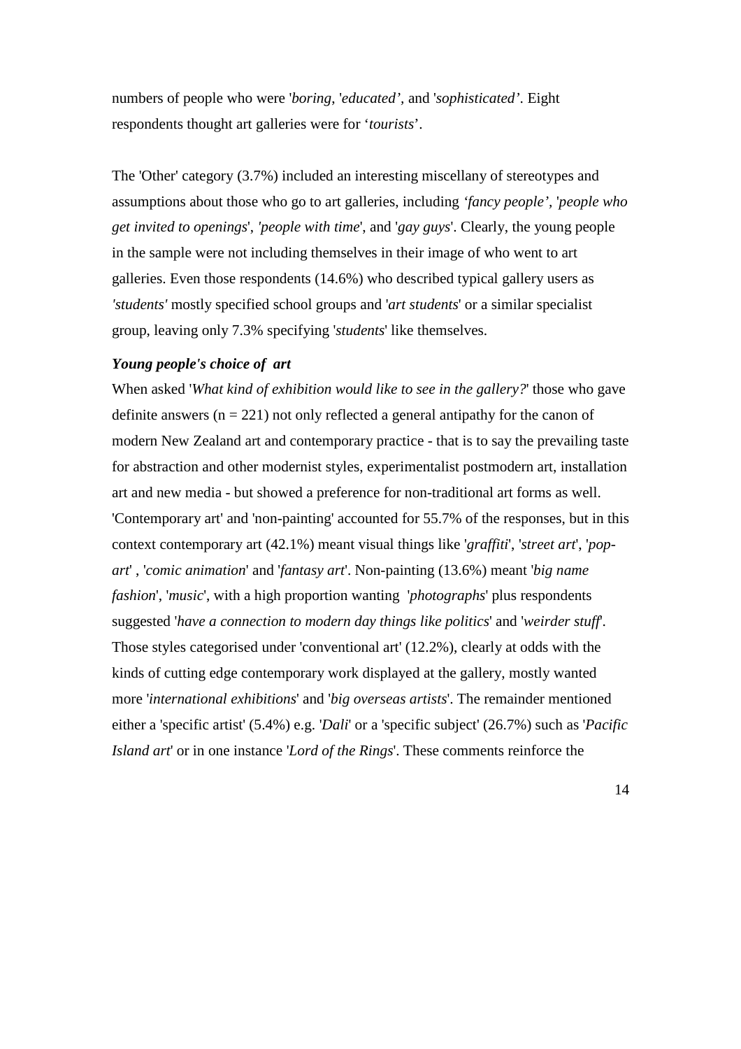numbers of people who were '*boring*, '*educated'*, and '*sophisticated'*. Eight respondents thought art galleries were for '*tourists*'.

The 'Other' category (3.7%) included an interesting miscellany of stereotypes and assumptions about those who go to art galleries, including *'fancy people'*, '*people who get invited to openings*', *'people with time*', and '*gay guys*'. Clearly, the young people in the sample were not including themselves in their image of who went to art galleries. Even those respondents (14.6%) who described typical gallery users as *'students'* mostly specified school groups and '*art students*' or a similar specialist group, leaving only 7.3% specifying '*students*' like themselves.

***Young people's choice of art***

When asked '*What kind of exhibition would like to see in the gallery?*' those who gave definite answers (n = 221) not only reflected a general antipathy for the canon of modern New Zealand art and contemporary practice - that is to say the prevailing taste for abstraction and other modernist styles, experimentalist postmodern art, installation art and new media - but showed a preference for non-traditional art forms as well. 'Contemporary art' and 'non-painting' accounted for 55.7% of the responses, but in this context contemporary art (42.1%) meant visual things like '*graffiti*', '*street art*', '*pop-art*' , '*comic animation*' and '*fantasy art*'. Non-painting (13.6%) meant '*big name fashion*', '*music*', with a high proportion wanting '*photographs*' plus respondents suggested '*have a connection to modern day things like politics*' and '*weirder stuff*'. Those styles categorised under 'conventional art' (12.2%), clearly at odds with the kinds of cutting edge contemporary work displayed at the gallery, mostly wanted more '*international exhibitions*' and '*big overseas artists*'. The remainder mentioned either a 'specific artist' (5.4%) e.g. '*Dali*' or a 'specific subject' (26.7%) such as '*Pacific Island art*' or in one instance '*Lord of the Rings*'. These comments reinforce the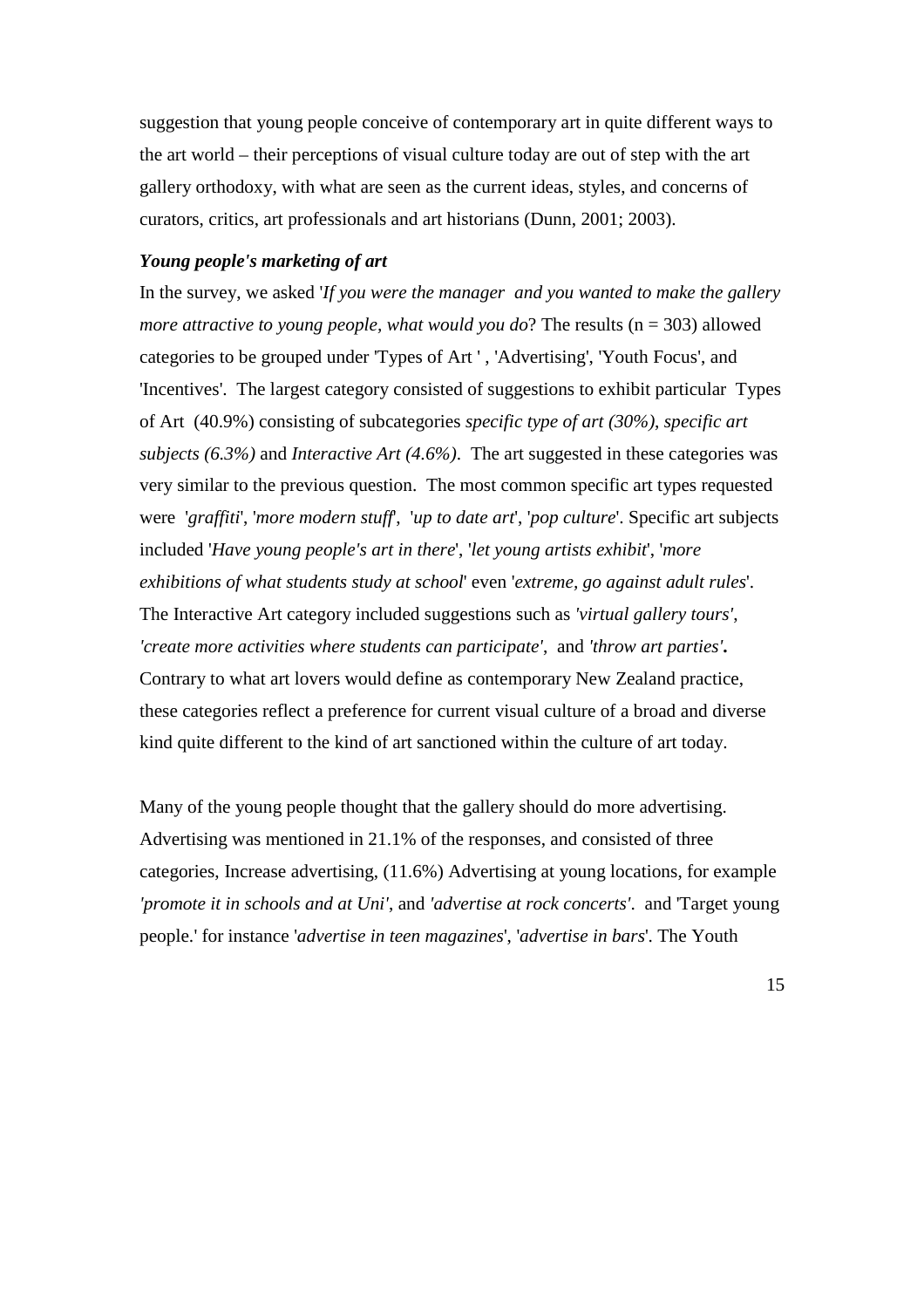suggestion that young people conceive of contemporary art in quite different ways to the art world – their perceptions of visual culture today are out of step with the art gallery orthodoxy, with what are seen as the current ideas, styles, and concerns of curators, critics, art professionals and art historians (Dunn, 2001; 2003).

***Young people's marketing of art***

In the survey, we asked '*If you were the manager and you wanted to make the gallery more attractive to young people, what would you do*? The results (n = 303) allowed categories to be grouped under 'Types of Art ' , 'Advertising', 'Youth Focus', and 'Incentives'. The largest category consisted of suggestions to exhibit particular Types of Art (40.9%) consisting of subcategories *specific type of art (30%), specific art subjects (6.3%)* and *Interactive Art (4.6%)*. The art suggested in these categories was very similar to the previous question. The most common specific art types requested were '*graffiti*', '*more modern stuff*', '*up to date art*', '*pop culture*'. Specific art subjects included '*Have young people's art in there*', '*let young artists exhibit*', '*more exhibitions of what students study at school*' even '*extreme, go against adult rules*'. The Interactive Art category included suggestions such as *'virtual gallery tours'*, *'create more activities where students can participate'*, and *'throw art parties'***.** Contrary to what art lovers would define as contemporary New Zealand practice, these categories reflect a preference for current visual culture of a broad and diverse kind quite different to the kind of art sanctioned within the culture of art today.

Many of the young people thought that the gallery should do more advertising. Advertising was mentioned in 21.1% of the responses, and consisted of three categories, Increase advertising, (11.6%) Advertising at young locations, for example *'promote it in schools and at Uni'*, and *'advertise at rock concerts'*. and 'Target young people.' for instance '*advertise in teen magazines*', '*advertise in bars*'. The Youth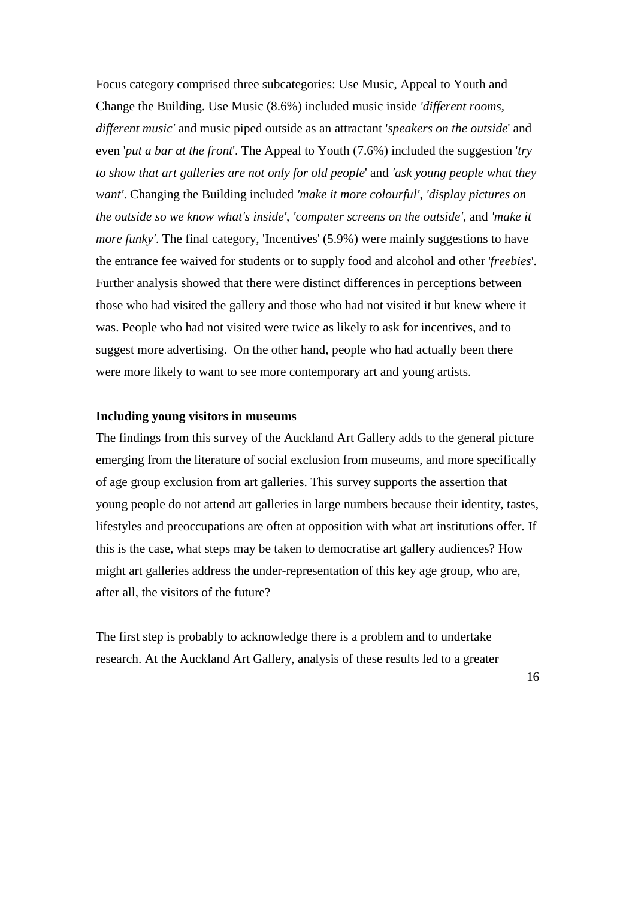Focus category comprised three subcategories: Use Music, Appeal to Youth and Change the Building. Use Music (8.6%) included music inside *'different rooms, different music'* and music piped outside as an attractant '*speakers on the outside*' and even '*put a bar at the front*'. The Appeal to Youth (7.6%) included the suggestion '*try to show that art galleries are not only for old people*' and *'ask young people what they want'*. Changing the Building included *'make it more colourful'*, *'display pictures on the outside so we know what's inside'*, *'computer screens on the outside'*, and *'make it more funky'*. The final category, 'Incentives' (5.9%) were mainly suggestions to have the entrance fee waived for students or to supply food and alcohol and other '*freebies*'. Further analysis showed that there were distinct differences in perceptions between those who had visited the gallery and those who had not visited it but knew where it was. People who had not visited were twice as likely to ask for incentives, and to suggest more advertising. On the other hand, people who had actually been there were more likely to want to see more contemporary art and young artists.

**Including young visitors in museums**

The findings from this survey of the Auckland Art Gallery adds to the general picture emerging from the literature of social exclusion from museums, and more specifically of age group exclusion from art galleries. This survey supports the assertion that young people do not attend art galleries in large numbers because their identity, tastes, lifestyles and preoccupations are often at opposition with what art institutions offer. If this is the case, what steps may be taken to democratise art gallery audiences? How might art galleries address the under-representation of this key age group, who are, after all, the visitors of the future?

The first step is probably to acknowledge there is a problem and to undertake research. At the Auckland Art Gallery, analysis of these results led to a greater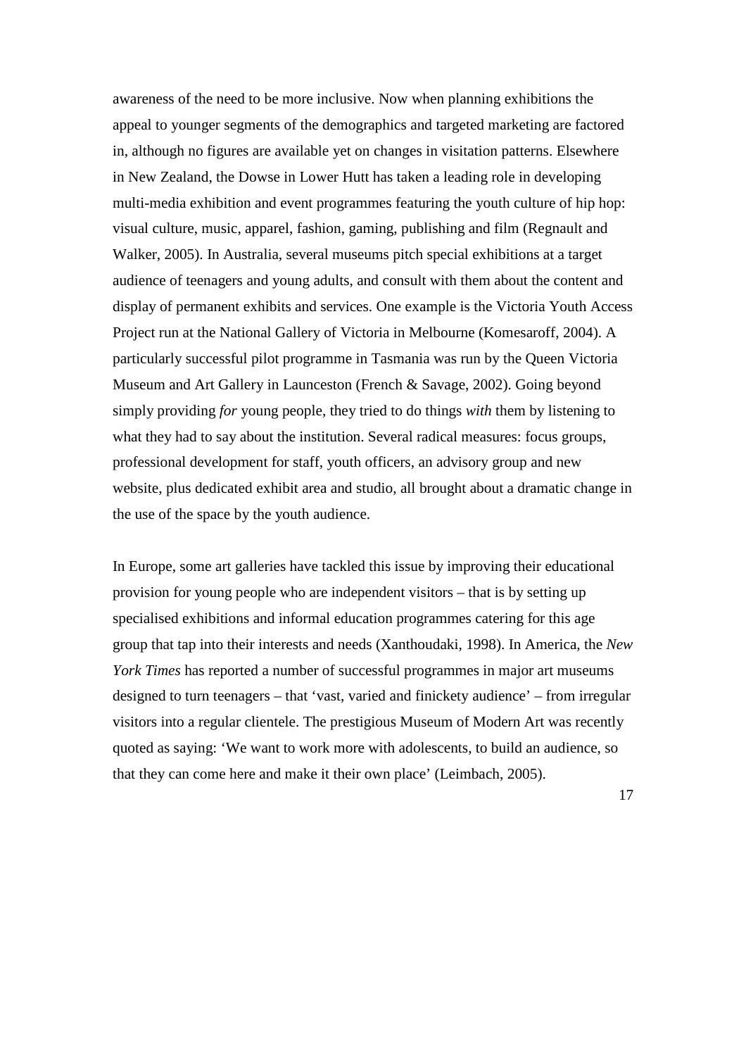awareness of the need to be more inclusive. Now when planning exhibitions the appeal to younger segments of the demographics and targeted marketing are factored in, although no figures are available yet on changes in visitation patterns. Elsewhere in New Zealand, the Dowse in Lower Hutt has taken a leading role in developing multi-media exhibition and event programmes featuring the youth culture of hip hop: visual culture, music, apparel, fashion, gaming, publishing and film (Regnault and Walker, 2005). In Australia, several museums pitch special exhibitions at a target audience of teenagers and young adults, and consult with them about the content and display of permanent exhibits and services. One example is the Victoria Youth Access Project run at the National Gallery of Victoria in Melbourne (Komesaroff, 2004). A particularly successful pilot programme in Tasmania was run by the Queen Victoria Museum and Art Gallery in Launceston (French & Savage, 2002). Going beyond simply providing *for* young people, they tried to do things *with* them by listening to what they had to say about the institution. Several radical measures: focus groups, professional development for staff, youth officers, an advisory group and new website, plus dedicated exhibit area and studio, all brought about a dramatic change in the use of the space by the youth audience.

In Europe, some art galleries have tackled this issue by improving their educational provision for young people who are independent visitors – that is by setting up specialised exhibitions and informal education programmes catering for this age group that tap into their interests and needs (Xanthoudaki, 1998). In America, the *New York Times* has reported a number of successful programmes in major art museums designed to turn teenagers – that 'vast, varied and finickety audience' – from irregular visitors into a regular clientele. The prestigious Museum of Modern Art was recently quoted as saying: 'We want to work more with adolescents, to build an audience, so that they can come here and make it their own place' (Leimbach, 2005).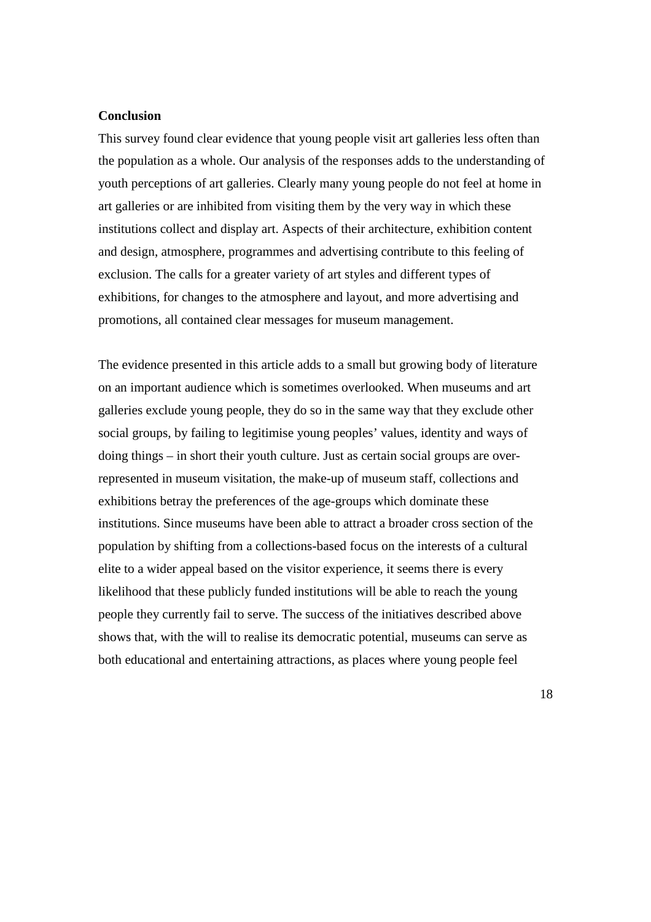## Conclusion

This survey found clear evidence that young people visit art galleries less often than the population as a whole. Our analysis of the responses adds to the understanding of youth perceptions of art galleries. Clearly many young people do not feel at home in art galleries or are inhibited from visiting them by the very way in which these institutions collect and display art. Aspects of their architecture, exhibition content and design, atmosphere, programmes and advertising contribute to this feeling of exclusion. The calls for a greater variety of art styles and different types of exhibitions, for changes to the atmosphere and layout, and more advertising and promotions, all contained clear messages for museum management.

The evidence presented in this article adds to a small but growing body of literature on an important audience which is sometimes overlooked. When museums and art galleries exclude young people, they do so in the same way that they exclude other social groups, by failing to legitimise young peoples' values, identity and ways of doing things – in short their youth culture. Just as certain social groups are over-represented in museum visitation, the make-up of museum staff, collections and exhibitions betray the preferences of the age-groups which dominate these institutions. Since museums have been able to attract a broader cross section of the population by shifting from a collections-based focus on the interests of a cultural elite to a wider appeal based on the visitor experience, it seems there is every likelihood that these publicly funded institutions will be able to reach the young people they currently fail to serve. The success of the initiatives described above shows that, with the will to realise its democratic potential, museums can serve as both educational and entertaining attractions, as places where young people feel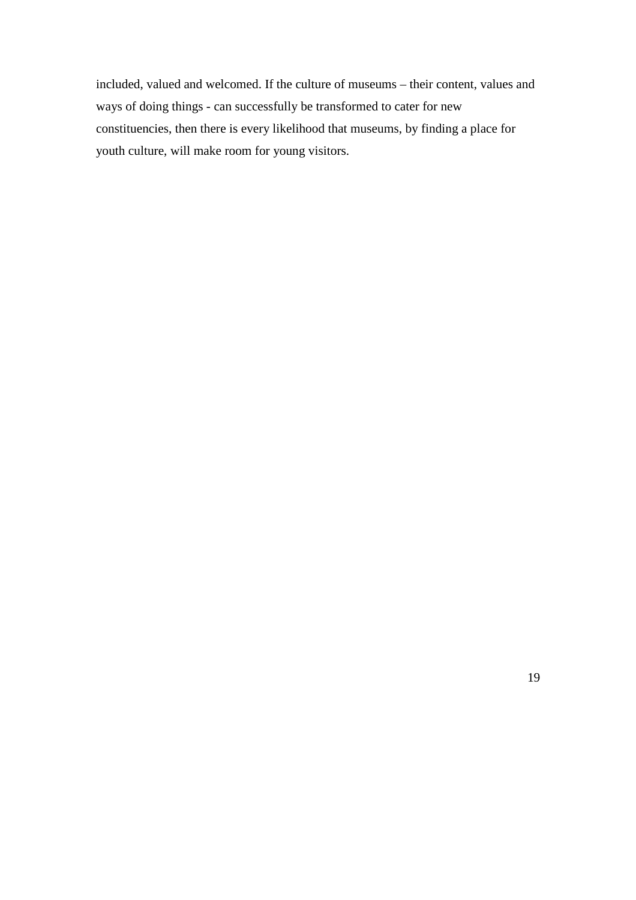included, valued and welcomed. If the culture of museums – their content, values and ways of doing things - can successfully be transformed to cater for new constituencies, then there is every likelihood that museums, by finding a place for youth culture, will make room for young visitors.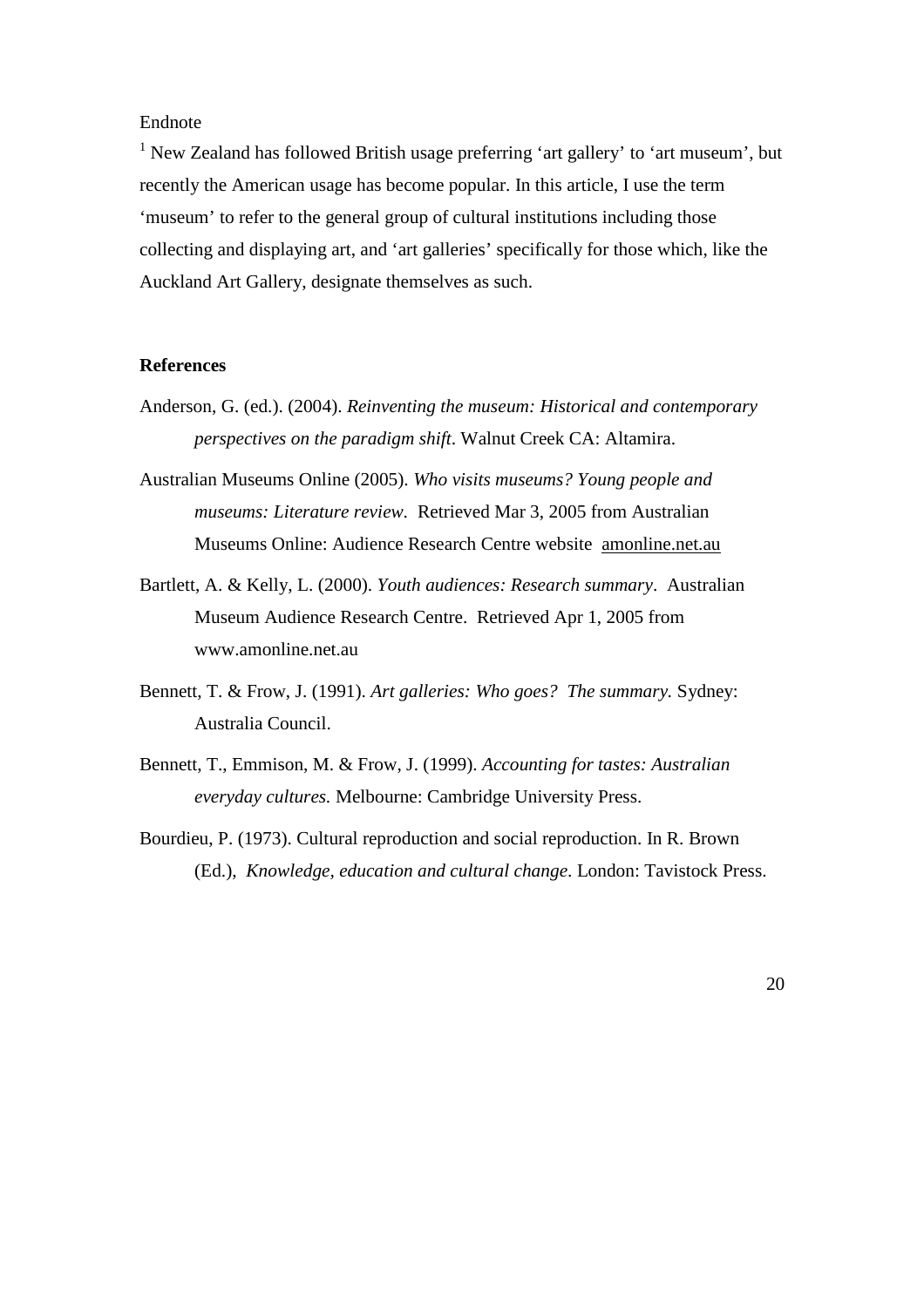Endnote

[1] New Zealand has followed British usage preferring 'art gallery' to 'art museum', but recently the American usage has become popular. In this article, I use the term 'museum' to refer to the general group of cultural institutions including those collecting and displaying art, and 'art galleries' specifically for those which, like the Auckland Art Gallery, designate themselves as such.

**References**

Anderson, G. (ed.). (2004). *Reinventing the museum: Historical and contemporary perspectives on the paradigm shift*. Walnut Creek CA: Altamira.

Australian Museums Online (2005). *Who visits museums? Young people and museums: Literature review*. Retrieved Mar 3, 2005 from Australian Museums Online: Audience Research Centre website amonline.net.au

Bartlett, A. & Kelly, L. (2000). *Youth audiences: Research summary*. Australian Museum Audience Research Centre. Retrieved Apr 1, 2005 from www.amonline.net.au

Bennett, T. & Frow, J. (1991). *Art galleries: Who goes? The summary.* Sydney: Australia Council.

Bennett, T., Emmison, M. & Frow, J. (1999). *Accounting for tastes: Australian everyday cultures.* Melbourne: Cambridge University Press.

Bourdieu, P. (1973). Cultural reproduction and social reproduction. In R. Brown (Ed.), *Knowledge, education and cultural change*. London: Tavistock Press.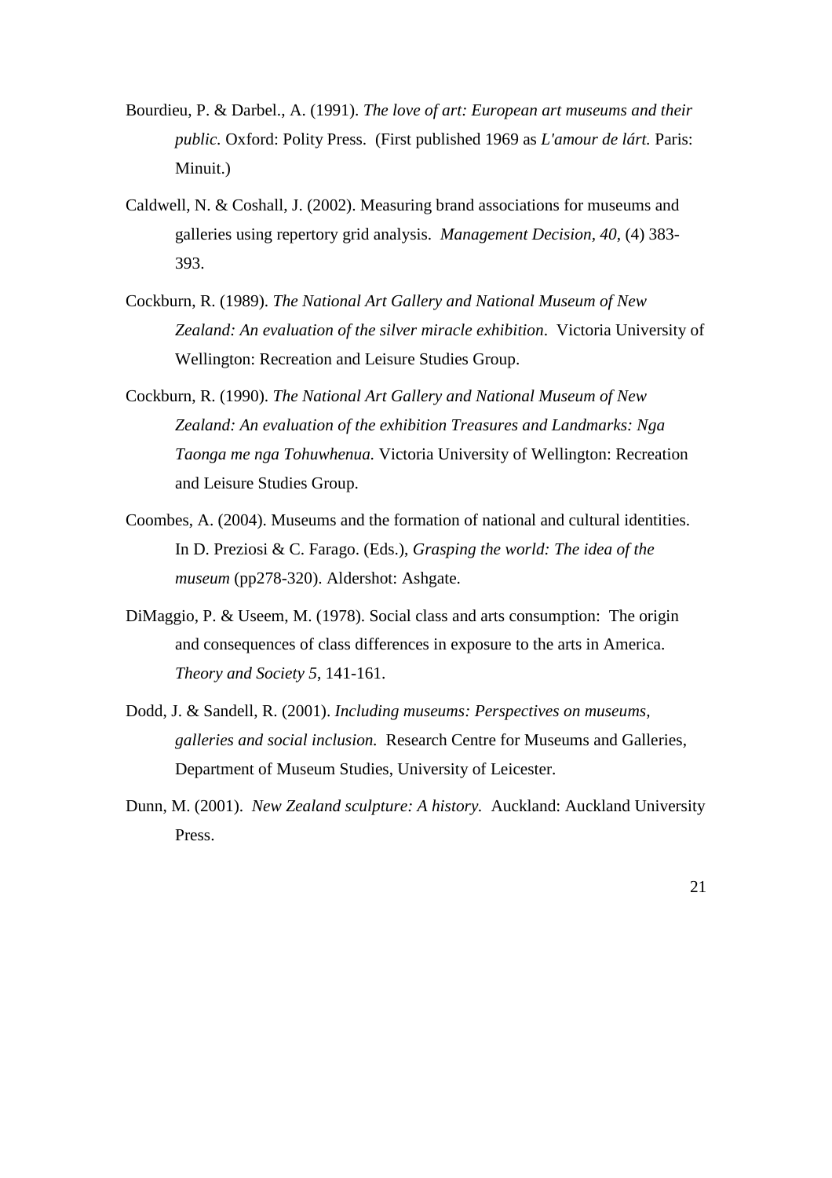Bourdieu, P. & Darbel., A. (1991). *The love of art: European art museums and their public.* Oxford: Polity Press. (First published 1969 as *L'amour de lárt.* Paris: Minuit.)

Caldwell, N. & Coshall, J. (2002). Measuring brand associations for museums and galleries using repertory grid analysis. *Management Decision, 40*, (4) 383-393.

Cockburn, R. (1989). *The National Art Gallery and National Museum of New Zealand: An evaluation of the silver miracle exhibition*. Victoria University of Wellington: Recreation and Leisure Studies Group.

Cockburn, R. (1990). *The National Art Gallery and National Museum of New Zealand: An evaluation of the exhibition Treasures and Landmarks: Nga Taonga me nga Tohuwhenua.* Victoria University of Wellington: Recreation and Leisure Studies Group.

Coombes, A. (2004). Museums and the formation of national and cultural identities. In D. Preziosi & C. Farago. (Eds.), *Grasping the world: The idea of the museum* (pp278-320). Aldershot: Ashgate.

DiMaggio, P. & Useem, M. (1978). Social class and arts consumption: The origin and consequences of class differences in exposure to the arts in America. *Theory and Society 5*, 141-161.

Dodd, J. & Sandell, R. (2001). *Including museums: Perspectives on museums, galleries and social inclusion.* Research Centre for Museums and Galleries, Department of Museum Studies, University of Leicester.

Dunn, M. (2001). *New Zealand sculpture: A history.* Auckland: Auckland University Press.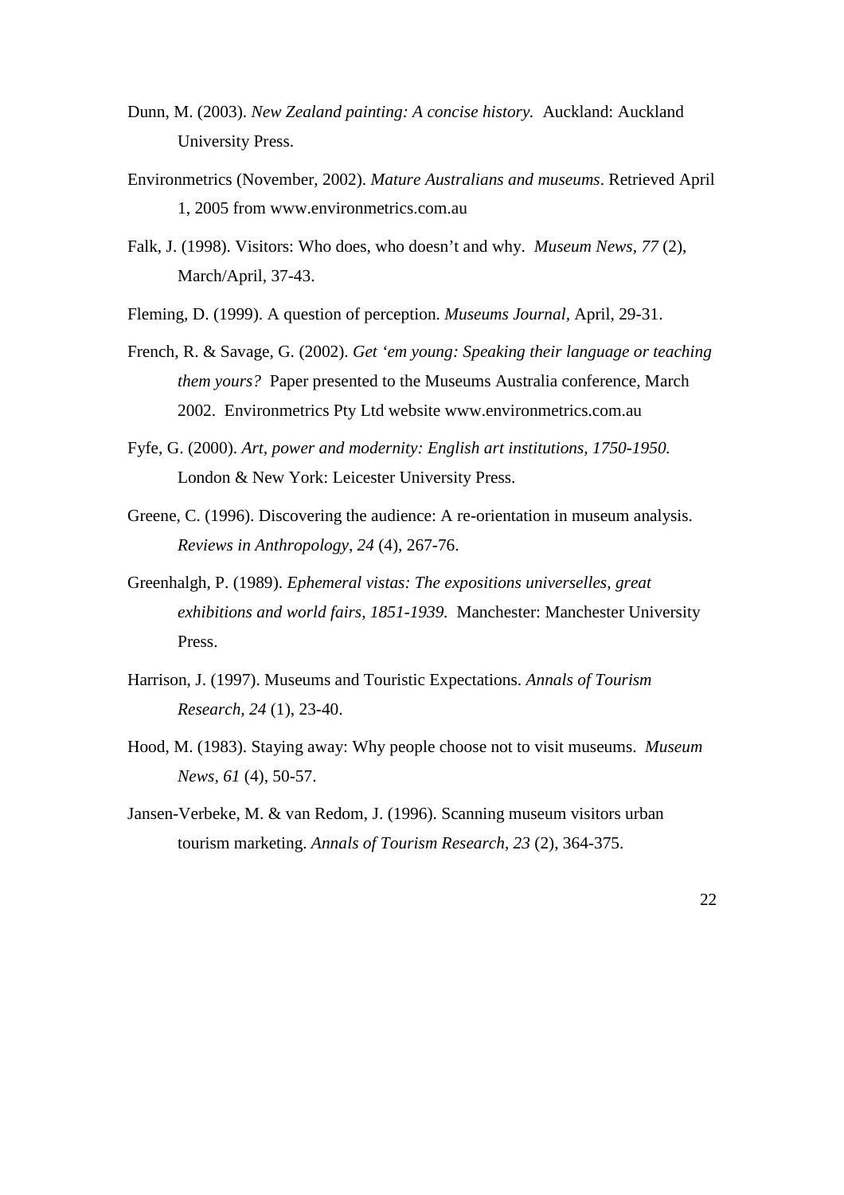Dunn, M. (2003). *New Zealand painting: A concise history.* Auckland: Auckland University Press.

Environmetrics (November, 2002). *Mature Australians and museums*. Retrieved April 1, 2005 from www.environmetrics.com.au

Falk, J. (1998). Visitors: Who does, who doesn't and why. *Museum News, 77* (2), March/April, 37-43.

Fleming, D. (1999). A question of perception. *Museums Journal*, April, 29-31.

French, R. & Savage, G. (2002). *Get 'em young: Speaking their language or teaching them yours?* Paper presented to the Museums Australia conference, March 2002. Environmetrics Pty Ltd website www.environmetrics.com.au

Fyfe, G. (2000). *Art, power and modernity: English art institutions, 1750-1950.* London & New York: Leicester University Press.

Greene, C. (1996). Discovering the audience: A re-orientation in museum analysis. *Reviews in Anthropology*, *24* (4), 267-76.

Greenhalgh, P. (1989). *Ephemeral vistas: The expositions universelles, great exhibitions and world fairs, 1851-1939.* Manchester: Manchester University Press.

Harrison, J. (1997). Museums and Touristic Expectations. *Annals of Tourism Research, 24* (1), 23-40.

Hood, M. (1983). Staying away: Why people choose not to visit museums. *Museum News, 61* (4), 50-57.

Jansen-Verbeke, M. & van Redom, J. (1996). Scanning museum visitors urban tourism marketing. *Annals of Tourism Research*, *23* (2), 364-375.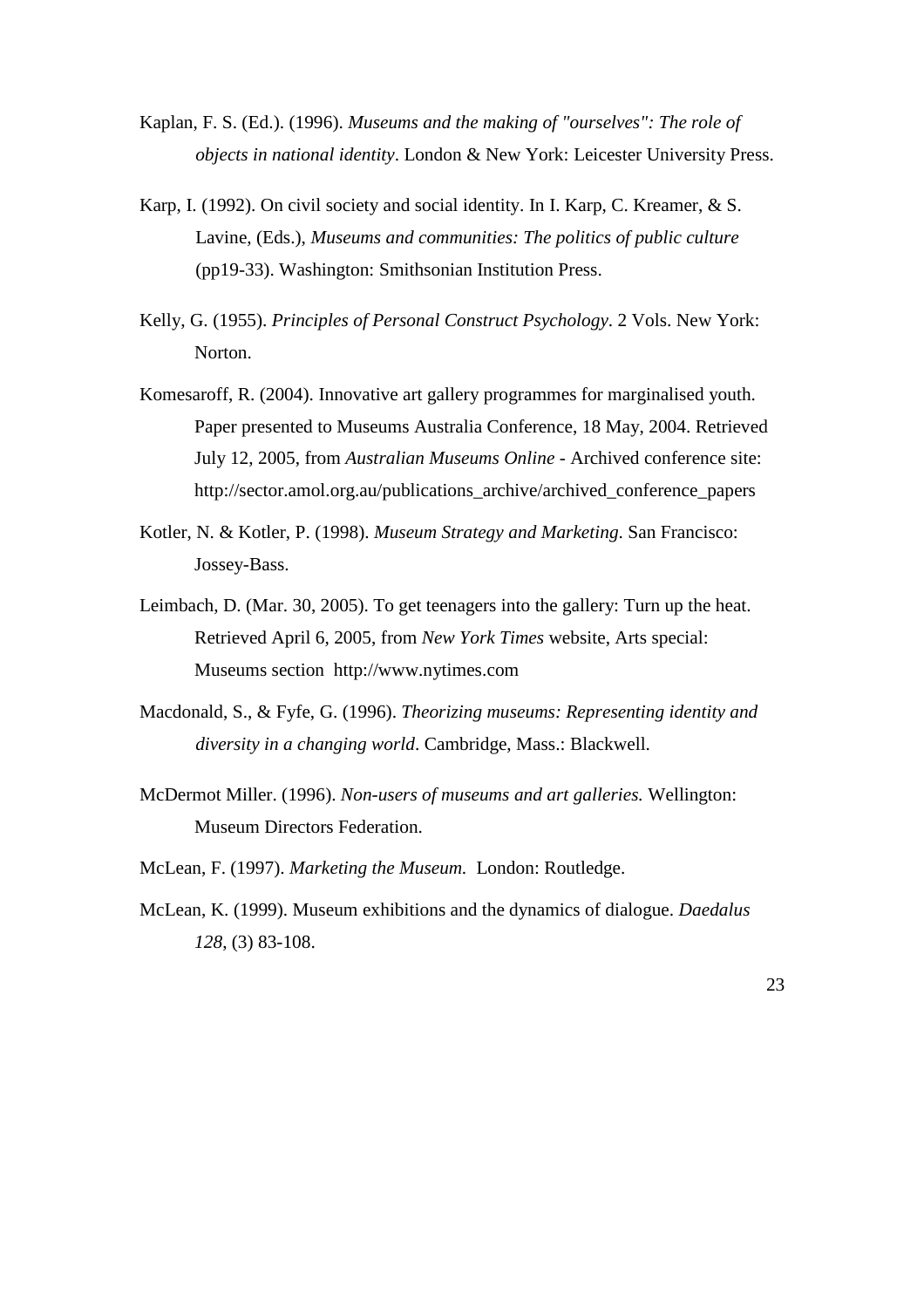Kaplan, F. S. (Ed.). (1996). *Museums and the making of "ourselves": The role of objects in national identity*. London & New York: Leicester University Press.

Karp, I. (1992). On civil society and social identity. In I. Karp, C. Kreamer, & S. Lavine, (Eds.), *Museums and communities: The politics of public culture* (pp19-33). Washington: Smithsonian Institution Press.

Kelly, G. (1955). *Principles of Personal Construct Psychology*. 2 Vols. New York: Norton.

Komesaroff, R. (2004). Innovative art gallery programmes for marginalised youth. Paper presented to Museums Australia Conference, 18 May, 2004. Retrieved July 12, 2005, from *Australian Museums Online* - Archived conference site: http://sector.amol.org.au/publications_archive/archived_conference_papers

Kotler, N. & Kotler, P. (1998). *Museum Strategy and Marketing*. San Francisco: Jossey-Bass.

Leimbach, D. (Mar. 30, 2005). To get teenagers into the gallery: Turn up the heat. Retrieved April 6, 2005, from *New York Times* website, Arts special: Museums section http://www.nytimes.com

Macdonald, S., & Fyfe, G. (1996). *Theorizing museums: Representing identity and diversity in a changing world*. Cambridge, Mass.: Blackwell.

McDermot Miller. (1996). *Non-users of museums and art galleries.* Wellington: Museum Directors Federation.

McLean, F. (1997). *Marketing the Museum.* London: Routledge.

McLean, K. (1999). Museum exhibitions and the dynamics of dialogue. *Daedalus 128*, (3) 83-108.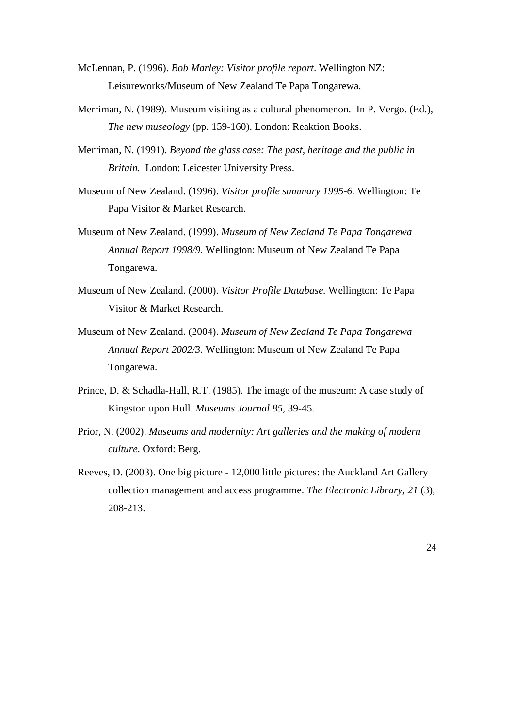McLennan, P. (1996). *Bob Marley: Visitor profile report*. Wellington NZ: Leisureworks/Museum of New Zealand Te Papa Tongarewa.

Merriman, N. (1989). Museum visiting as a cultural phenomenon. In P. Vergo. (Ed.), *The new museology* (pp. 159-160). London: Reaktion Books.

Merriman, N. (1991). *Beyond the glass case: The past, heritage and the public in Britain.* London: Leicester University Press.

Museum of New Zealand. (1996). *Visitor profile summary 1995-6.* Wellington: Te Papa Visitor & Market Research.

Museum of New Zealand. (1999). *Museum of New Zealand Te Papa Tongarewa Annual Report 1998/9*. Wellington: Museum of New Zealand Te Papa Tongarewa.

Museum of New Zealand. (2000). *Visitor Profile Database.* Wellington: Te Papa Visitor & Market Research.

Museum of New Zealand. (2004). *Museum of New Zealand Te Papa Tongarewa Annual Report 2002/3*. Wellington: Museum of New Zealand Te Papa Tongarewa.

Prince, D. & Schadla-Hall, R.T. (1985). The image of the museum: A case study of Kingston upon Hull. *Museums Journal 85*, 39-45.

Prior, N. (2002). *Museums and modernity: Art galleries and the making of modern culture*. Oxford: Berg.

Reeves, D. (2003). One big picture - 12,000 little pictures: the Auckland Art Gallery collection management and access programme. *The Electronic Library*, *21* (3), 208-213.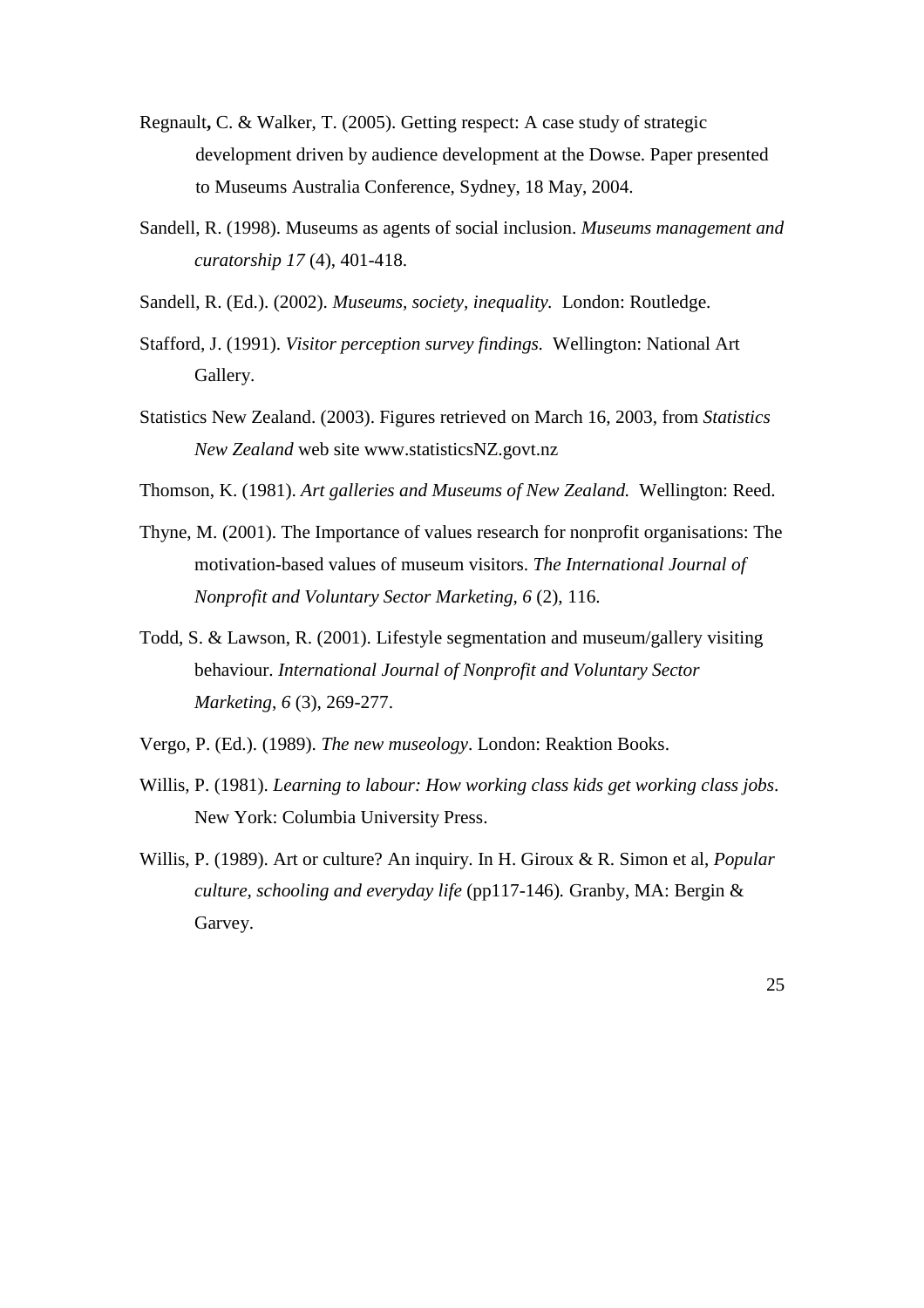Regnault**,** C. & Walker, T. (2005). Getting respect: A case study of strategic development driven by audience development at the Dowse. Paper presented to Museums Australia Conference, Sydney, 18 May, 2004.

Sandell, R. (1998). Museums as agents of social inclusion. *Museums management and curatorship 17* (4), 401-418.

Sandell, R. (Ed.). (2002). *Museums, society, inequality.* London: Routledge.

Stafford, J. (1991). *Visitor perception survey findings.* Wellington: National Art Gallery.

Statistics New Zealand. (2003). Figures retrieved on March 16, 2003, from *Statistics New Zealand* web site www.statisticsNZ.govt.nz

Thomson, K. (1981). *Art galleries and Museums of New Zealand.* Wellington: Reed.

Thyne, M. (2001). The Importance of values research for nonprofit organisations: The motivation-based values of museum visitors. *The International Journal of Nonprofit and Voluntary Sector Marketing*, *6* (2), 116.

Todd, S. & Lawson, R. (2001). Lifestyle segmentation and museum/gallery visiting behaviour. *International Journal of Nonprofit and Voluntary Sector Marketing*, *6* (3), 269-277.

Vergo, P. (Ed.). (1989). *The new museology*. London: Reaktion Books.

Willis, P. (1981). *Learning to labour: How working class kids get working class jobs*. New York: Columbia University Press.

Willis, P. (1989). Art or culture? An inquiry. In H. Giroux & R. Simon et al, *Popular culture, schooling and everyday life* (pp117-146)*.* Granby, MA: Bergin & Garvey.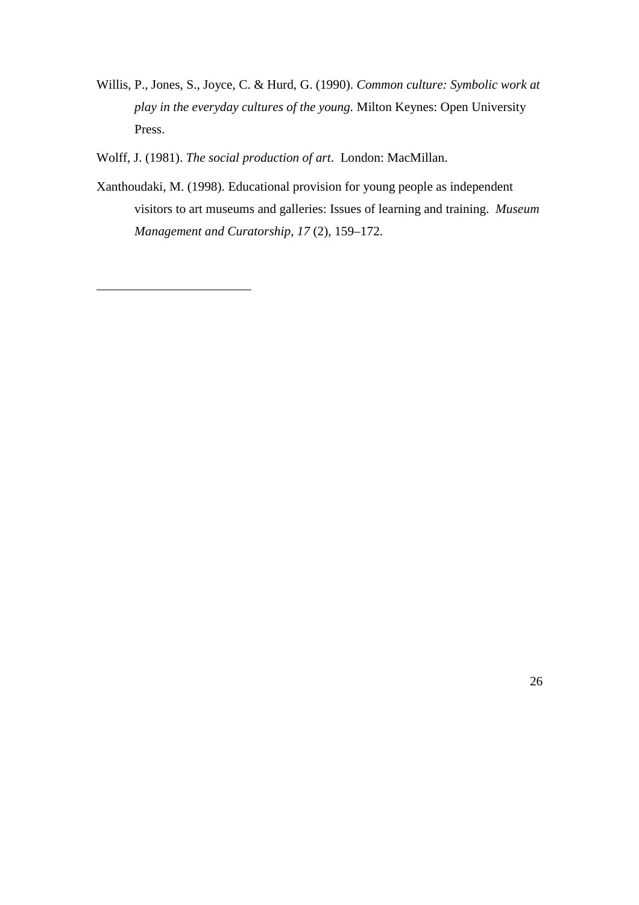Willis, P., Jones, S., Joyce, C. & Hurd, G. (1990). *Common culture: Symbolic work at play in the everyday cultures of the young.* Milton Keynes: Open University Press.

Wolff, J. (1981). *The social production of art*. London: MacMillan.

Xanthoudaki, M. (1998). Educational provision for young people as independent visitors to art museums and galleries: Issues of learning and training. *Museum Management and Curatorship, 17* (2), 159–172.